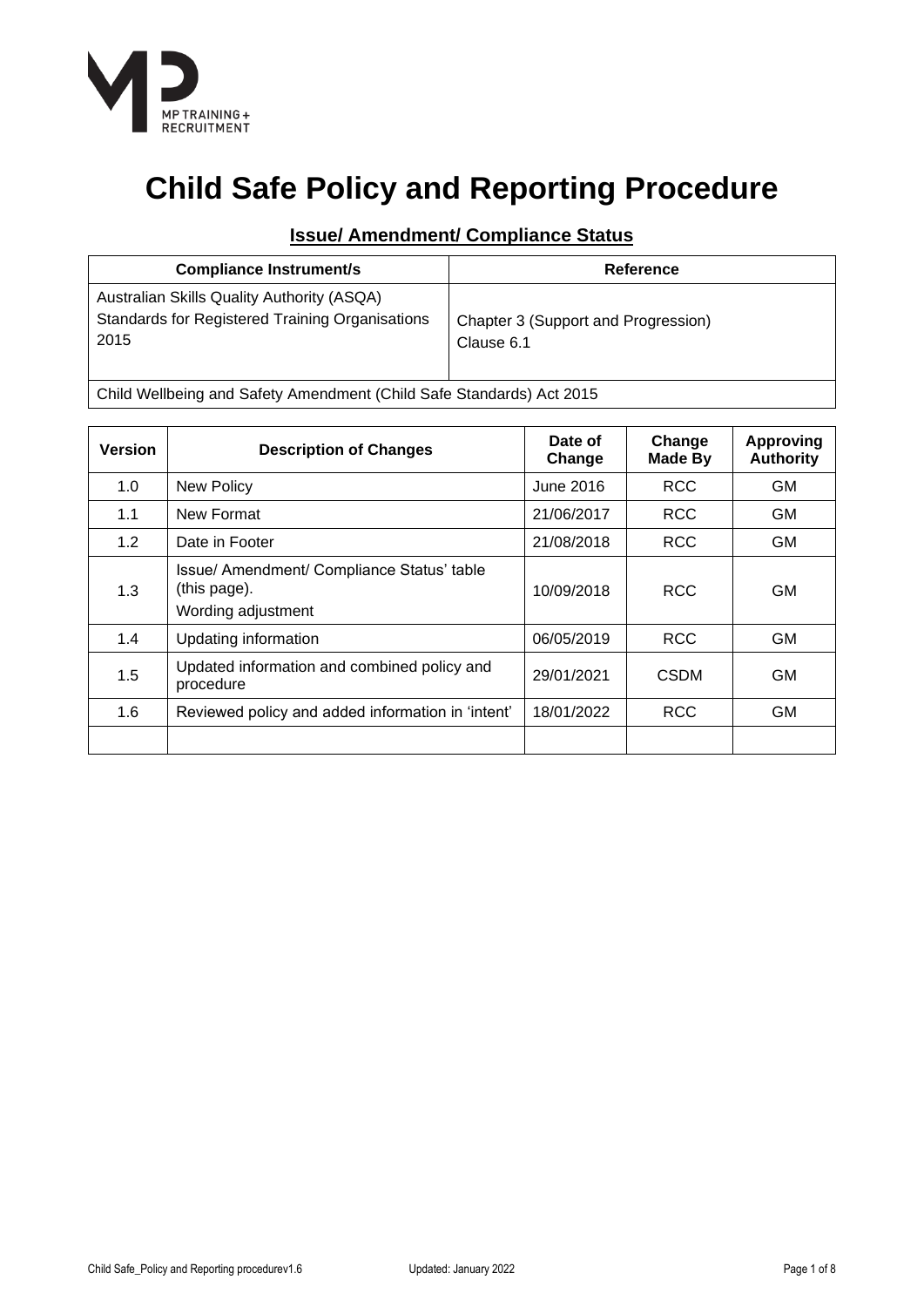MP TRAINING + RECRUITMENT

# Child Safe Policy and Reporting Procedure

## Issue/ Amendment/ Compliance Status

| Compliance Instrument/s | Reference |
| --- | --- |
| Australian Skills Quality Authority (ASQA) Standards for Registered Training Organisations 2015 | Chapter 3 (Support and Progression) Clause 6.1 |
| Child Wellbeing and Safety Amendment (Child Safe Standards) Act 2015 | |

| Version | Description of Changes | Date of Change | Change Made By | Approving Authority |
| --- | --- | --- | --- | --- |
| 1.0 | New Policy | June 2016 | RCC | GM |
| 1.1 | New Format | 21/06/2017 | RCC | GM |
| 1.2 | Date in Footer | 21/08/2018 | RCC | GM |
| 1.3 | Issue/ Amendment/ Compliance Status' table (this page). Wording adjustment | 10/09/2018 | RCC | GM |
| 1.4 | Updating information | 06/05/2019 | RCC | GM |
| 1.5 | Updated information and combined policy and procedure | 29/01/2021 | CSDM | GM |
| 1.6 | Reviewed policy and added information in 'intent' | 18/01/2022 | RCC | GM |
| | | | | |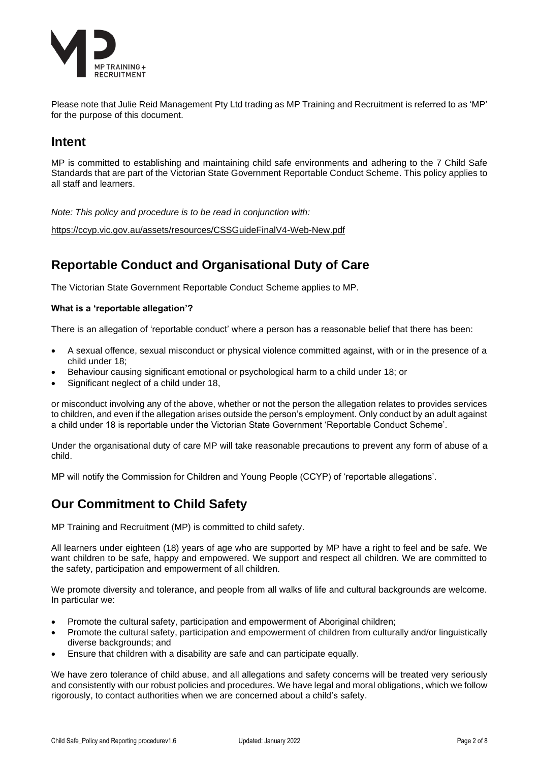Please note that Julie Reid Management Pty Ltd trading as MP Training and Recruitment is referred to as 'MP' for the purpose of this document.

## Intent

MP is committed to establishing and maintaining child safe environments and adhering to the 7 Child Safe Standards that are part of the Victorian State Government Reportable Conduct Scheme. This policy applies to all staff and learners.

*Note: This policy and procedure is to be read in conjunction with:*

https://ccyp.vic.gov.au/assets/resources/CSSGuideFinalV4-Web-New.pdf

## Reportable Conduct and Organisational Duty of Care

The Victorian State Government Reportable Conduct Scheme applies to MP.

**What is a 'reportable allegation'?**

There is an allegation of 'reportable conduct' where a person has a reasonable belief that there has been:

- A sexual offence, sexual misconduct or physical violence committed against, with or in the presence of a child under 18;
- Behaviour causing significant emotional or psychological harm to a child under 18; or
- Significant neglect of a child under 18,

or misconduct involving any of the above, whether or not the person the allegation relates to provides services to children, and even if the allegation arises outside the person's employment. Only conduct by an adult against a child under 18 is reportable under the Victorian State Government 'Reportable Conduct Scheme'.

Under the organisational duty of care MP will take reasonable precautions to prevent any form of abuse of a child.

MP will notify the Commission for Children and Young People (CCYP) of 'reportable allegations'.

## Our Commitment to Child Safety

MP Training and Recruitment (MP) is committed to child safety.

All learners under eighteen (18) years of age who are supported by MP have a right to feel and be safe. We want children to be safe, happy and empowered. We support and respect all children. We are committed to the safety, participation and empowerment of all children.

We promote diversity and tolerance, and people from all walks of life and cultural backgrounds are welcome. In particular we:

- Promote the cultural safety, participation and empowerment of Aboriginal children;
- Promote the cultural safety, participation and empowerment of children from culturally and/or linguistically diverse backgrounds; and
- Ensure that children with a disability are safe and can participate equally.

We have zero tolerance of child abuse, and all allegations and safety concerns will be treated very seriously and consistently with our robust policies and procedures. We have legal and moral obligations, which we follow rigorously, to contact authorities when we are concerned about a child's safety.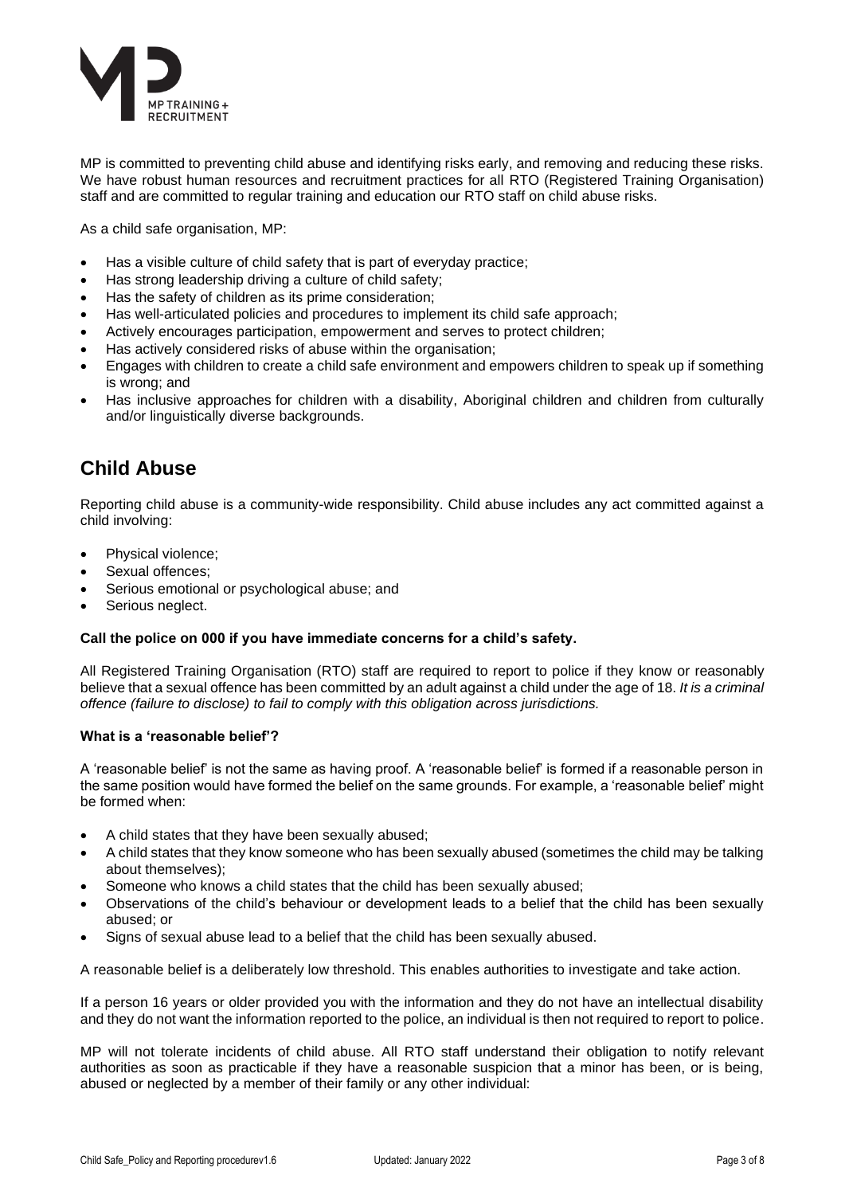MP is committed to preventing child abuse and identifying risks early, and removing and reducing these risks. We have robust human resources and recruitment practices for all RTO (Registered Training Organisation) staff and are committed to regular training and education our RTO staff on child abuse risks.

As a child safe organisation, MP:

- Has a visible culture of child safety that is part of everyday practice;
- Has strong leadership driving a culture of child safety;
- Has the safety of children as its prime consideration;
- Has well-articulated policies and procedures to implement its child safe approach;
- Actively encourages participation, empowerment and serves to protect children;
- Has actively considered risks of abuse within the organisation;
- Engages with children to create a child safe environment and empowers children to speak up if something is wrong; and
- Has inclusive approaches for children with a disability, Aboriginal children and children from culturally and/or linguistically diverse backgrounds.

## Child Abuse

Reporting child abuse is a community-wide responsibility. Child abuse includes any act committed against a child involving:

- Physical violence;
- Sexual offences;
- Serious emotional or psychological abuse; and
- Serious neglect.

**Call the police on 000 if you have immediate concerns for a child's safety.**

All Registered Training Organisation (RTO) staff are required to report to police if they know or reasonably believe that a sexual offence has been committed by an adult against a child under the age of 18. *It is a criminal offence (failure to disclose) to fail to comply with this obligation across jurisdictions.*

**What is a 'reasonable belief'?**

A 'reasonable belief' is not the same as having proof. A 'reasonable belief' is formed if a reasonable person in the same position would have formed the belief on the same grounds. For example, a 'reasonable belief' might be formed when:

- A child states that they have been sexually abused;
- A child states that they know someone who has been sexually abused (sometimes the child may be talking about themselves);
- Someone who knows a child states that the child has been sexually abused;
- Observations of the child's behaviour or development leads to a belief that the child has been sexually abused; or
- Signs of sexual abuse lead to a belief that the child has been sexually abused.

A reasonable belief is a deliberately low threshold. This enables authorities to investigate and take action.

If a person 16 years or older provided you with the information and they do not have an intellectual disability and they do not want the information reported to the police, an individual is then not required to report to police.

MP will not tolerate incidents of child abuse. All RTO staff understand their obligation to notify relevant authorities as soon as practicable if they have a reasonable suspicion that a minor has been, or is being, abused or neglected by a member of their family or any other individual: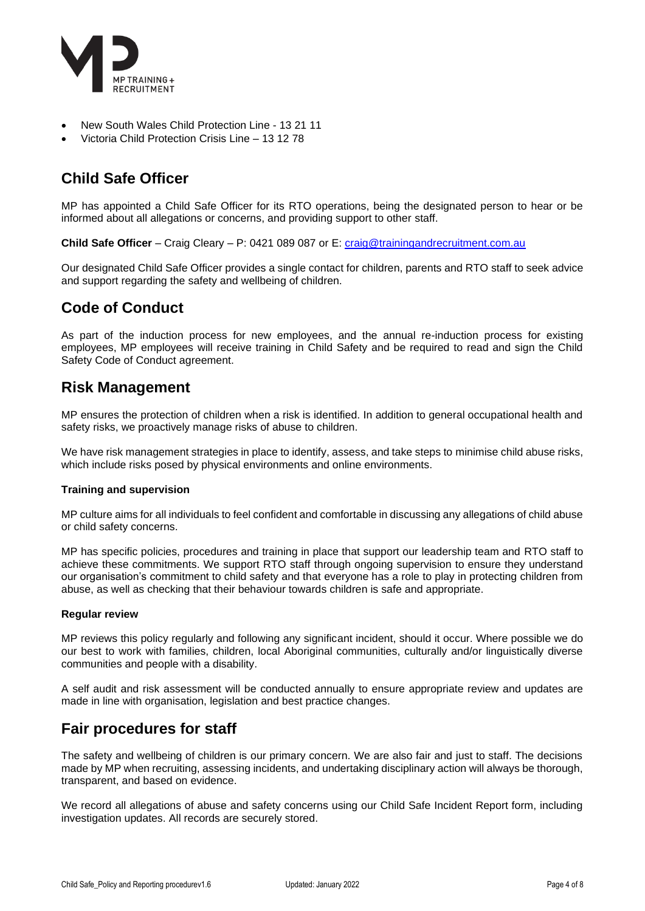- New South Wales Child Protection Line - 13 21 11
- Victoria Child Protection Crisis Line – 13 12 78

## Child Safe Officer

MP has appointed a Child Safe Officer for its RTO operations, being the designated person to hear or be informed about all allegations or concerns, and providing support to other staff.

**Child Safe Officer** – Craig Cleary – P: 0421 089 087 or E: craig@trainingandrecruitment.com.au

Our designated Child Safe Officer provides a single contact for children, parents and RTO staff to seek advice and support regarding the safety and wellbeing of children.

## Code of Conduct

As part of the induction process for new employees, and the annual re-induction process for existing employees, MP employees will receive training in Child Safety and be required to read and sign the Child Safety Code of Conduct agreement.

## Risk Management

MP ensures the protection of children when a risk is identified. In addition to general occupational health and safety risks, we proactively manage risks of abuse to children.

We have risk management strategies in place to identify, assess, and take steps to minimise child abuse risks, which include risks posed by physical environments and online environments.

#### Training and supervision

MP culture aims for all individuals to feel confident and comfortable in discussing any allegations of child abuse or child safety concerns.

MP has specific policies, procedures and training in place that support our leadership team and RTO staff to achieve these commitments. We support RTO staff through ongoing supervision to ensure they understand our organisation's commitment to child safety and that everyone has a role to play in protecting children from abuse, as well as checking that their behaviour towards children is safe and appropriate.

#### Regular review

MP reviews this policy regularly and following any significant incident, should it occur. Where possible we do our best to work with families, children, local Aboriginal communities, culturally and/or linguistically diverse communities and people with a disability.

A self audit and risk assessment will be conducted annually to ensure appropriate review and updates are made in line with organisation, legislation and best practice changes.

## Fair procedures for staff

The safety and wellbeing of children is our primary concern. We are also fair and just to staff. The decisions made by MP when recruiting, assessing incidents, and undertaking disciplinary action will always be thorough, transparent, and based on evidence.

We record all allegations of abuse and safety concerns using our Child Safe Incident Report form, including investigation updates. All records are securely stored.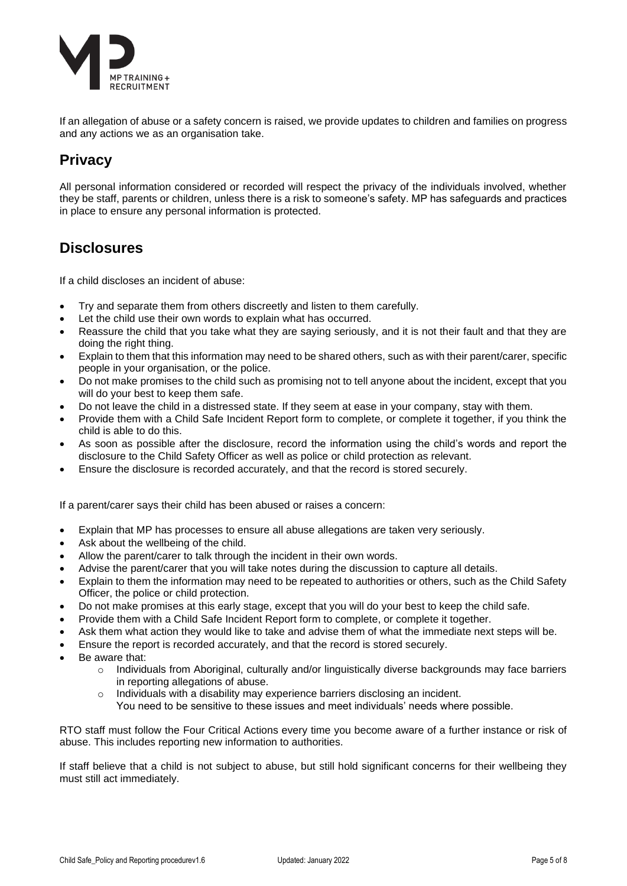If an allegation of abuse or a safety concern is raised, we provide updates to children and families on progress and any actions we as an organisation take.

## Privacy

All personal information considered or recorded will respect the privacy of the individuals involved, whether they be staff, parents or children, unless there is a risk to someone's safety. MP has safeguards and practices in place to ensure any personal information is protected.

## Disclosures

If a child discloses an incident of abuse:

- Try and separate them from others discreetly and listen to them carefully.
- Let the child use their own words to explain what has occurred.
- Reassure the child that you take what they are saying seriously, and it is not their fault and that they are doing the right thing.
- Explain to them that this information may need to be shared others, such as with their parent/carer, specific people in your organisation, or the police.
- Do not make promises to the child such as promising not to tell anyone about the incident, except that you will do your best to keep them safe.
- Do not leave the child in a distressed state. If they seem at ease in your company, stay with them.
- Provide them with a Child Safe Incident Report form to complete, or complete it together, if you think the child is able to do this.
- As soon as possible after the disclosure, record the information using the child's words and report the disclosure to the Child Safety Officer as well as police or child protection as relevant.
- Ensure the disclosure is recorded accurately, and that the record is stored securely.

If a parent/carer says their child has been abused or raises a concern:

- Explain that MP has processes to ensure all abuse allegations are taken very seriously.
- Ask about the wellbeing of the child.
- Allow the parent/carer to talk through the incident in their own words.
- Advise the parent/carer that you will take notes during the discussion to capture all details.
- Explain to them the information may need to be repeated to authorities or others, such as the Child Safety Officer, the police or child protection.
- Do not make promises at this early stage, except that you will do your best to keep the child safe.
- Provide them with a Child Safe Incident Report form to complete, or complete it together.
- Ask them what action they would like to take and advise them of what the immediate next steps will be.
- Ensure the report is recorded accurately, and that the record is stored securely.
- Be aware that:
    - Individuals from Aboriginal, culturally and/or linguistically diverse backgrounds may face barriers in reporting allegations of abuse.
    - Individuals with a disability may experience barriers disclosing an incident.
      You need to be sensitive to these issues and meet individuals' needs where possible.

RTO staff must follow the Four Critical Actions every time you become aware of a further instance or risk of abuse. This includes reporting new information to authorities.

If staff believe that a child is not subject to abuse, but still hold significant concerns for their wellbeing they must still act immediately.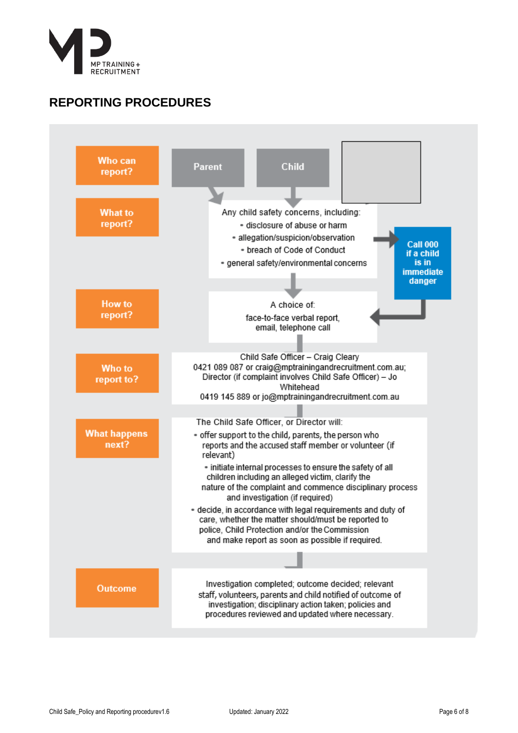# REPORTING PROCEDURES

**Who can report?**

Parent

Child

**What to report?**

Any child safety concerns, including:

- disclosure of abuse or harm
- allegation/suspicion/observation
- breach of Code of Conduct
- general safety/environmental concerns

**Call 000 if a child is in immediate danger**

**How to report?**

A choice of:

face-to-face verbal report, email, telephone call

**Who to report to?**

Child Safe Officer – Craig Cleary
0421 089 087 or craig@mptrainingandrecruitment.com.au;
Director (if complaint involves Child Safe Officer) – Jo Whitehead
0419 145 889 or jo@mptrainingandrecruitment.com.au

**What happens next?**

The Child Safe Officer, or Director will:

- offer support to the child, parents, the person who reports and the accused staff member or volunteer (if relevant)
- initiate internal processes to ensure the safety of all children including an alleged victim, clarify the nature of the complaint and commence disciplinary process and investigation (if required)
- decide, in accordance with legal requirements and duty of care, whether the matter should/must be reported to police, Child Protection and/or the Commission and make report as soon as possible if required.

**Outcome**

Investigation completed; outcome decided; relevant staff, volunteers, parents and child notified of outcome of investigation; disciplinary action taken; policies and procedures reviewed and updated where necessary.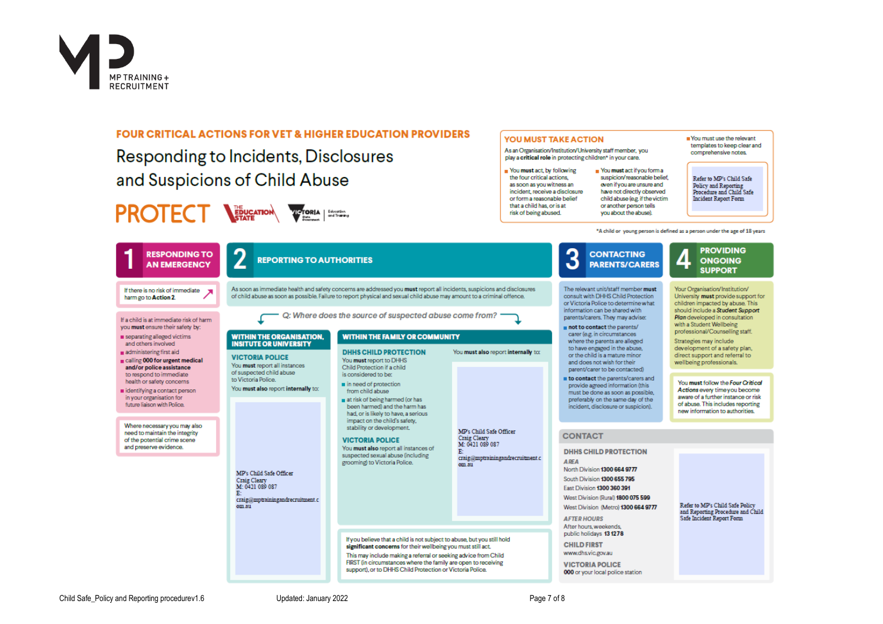MP TRAINING + RECRUITMENT

## FOUR CRITICAL ACTIONS FOR VET & HIGHER EDUCATION PROVIDERS

# Responding to Incidents, Disclosures and Suspicions of Child Abuse

PROTECT | The Education State | Victoria State Government Education and Training

### YOU MUST TAKE ACTION

As an Organisation/Institution/University staff member, you play a **critical role** in protecting children* in your care.

- You **must** act, by following the four critical actions, as soon as you witness an incident, receive a disclosure or form a reasonable belief that a child has, or is at risk of being abused.
- You **must** act if you form a suspicion/reasonable belief, even if you are unsure and have not directly observed child abuse (e.g. if the victim or another person tells you about the abuse).
- You must use the relevant templates to keep clear and comprehensive notes.

Refer to MP's Child Safe Policy and Reporting Procedure and Child Safe Incident Report Form

*A child or young person is defined as a person under the age of 18 years

## 1 RESPONDING TO AN EMERGENCY

If there is no risk of immediate harm go to **Action 2**.

If a child is at immediate risk of harm you **must** ensure their safety by:

- separating alleged victims and others involved
- administering first aid
- calling **000 for urgent medical and/or police assistance** to respond to immediate health or safety concerns
- identifying a contact person in your organisation for future liaison with Police.

Where necessary you may also need to maintain the integrity of the potential crime scene and preserve evidence.

## 2 REPORTING TO AUTHORITIES

As soon as immediate health and safety concerns are addressed you **must** report all incidents, suspicions and disclosures of child abuse as soon as possible. Failure to report physical and sexual child abuse may amount to a criminal offence.

*Q: Where does the source of suspected abuse come from?*

### WITHIN THE ORGANISATION, INSITUTE OR UNIVERSITY

**VICTORIA POLICE**

You **must** report all instances of suspected child abuse to Victoria Police.

You **must also** report **internally** to:

MP's Child Safe Officer
Craig Cleary
M: 0421 089 087
E: craig@mptrainingandrecruitment.com.au

### WITHIN THE FAMILY OR COMMUNITY

**DHHS CHILD PROTECTION**

You **must** report to DHHS Child Protection if a child is considered to be:

- in need of protection from child abuse
- at risk of being harmed (or has been harmed) and the harm has had, or is likely to have, a serious impact on the child's safety, stability or development.

**VICTORIA POLICE**

You **must also** report all instances of suspected sexual abuse (including grooming) to Victoria Police.

You **must also** report **internally** to:

MP's Child Safe Officer
Craig Cleary
M: 0421 089 087
E: craig@mptrainingandrecruitment.com.au

If you believe that a child is not subject to abuse, but you still hold **significant concerns** for their wellbeing you must still act.

This may include making a referral or seeking advice from Child FIRST (in circumstances where the family are open to receiving support), or to DHHS Child Protection or Victoria Police.

## 3 CONTACTING PARENTS/CARERS

The relevant unit/staff member **must** consult with DHHS Child Protection or Victoria Police to determine what information can be shared with parents/carers. They may advise:

- **not to contact** the parents/carer (e.g. in circumstances where the parents are alleged to have engaged in the abuse, or the child is a mature minor and does not wish for their parent/carer to be contacted)
- **to contact** the parents/carers and provide agreed information (this must be done as soon as possible, preferably on the same day of the incident, disclosure or suspicion).

## 4 PROVIDING ONGOING SUPPORT

Your Organisation/Institution/University **must** provide support for children impacted by abuse. This should include a ***Student Support Plan*** developed in consultation with a Student Wellbeing professional/Counselling staff.

Strategies may include development of a safety plan, direct support and referral to wellbeing professionals.

You **must** follow the ***Four Critical Actions*** every time you become aware of a further instance or risk of abuse. This includes reporting new information to authorities.

## CONTACT

**DHHS CHILD PROTECTION**

***AREA***

North Division **1300 664 977**
South Division **1300 655 795**
East Division **1300 360 391**
West Division (Rural) **1800 075 599**
West Division (Metro) **1300 664 9777**

***AFTER HOURS***

After hours, weekends, public holidays **13 12 78**

**CHILD FIRST**

www.dhs.vic.gov.au

**VICTORIA POLICE**

**000** or your local police station

Refer to MP's Child Safe Policy and Reporting Procedure and Child Safe Incident Report Form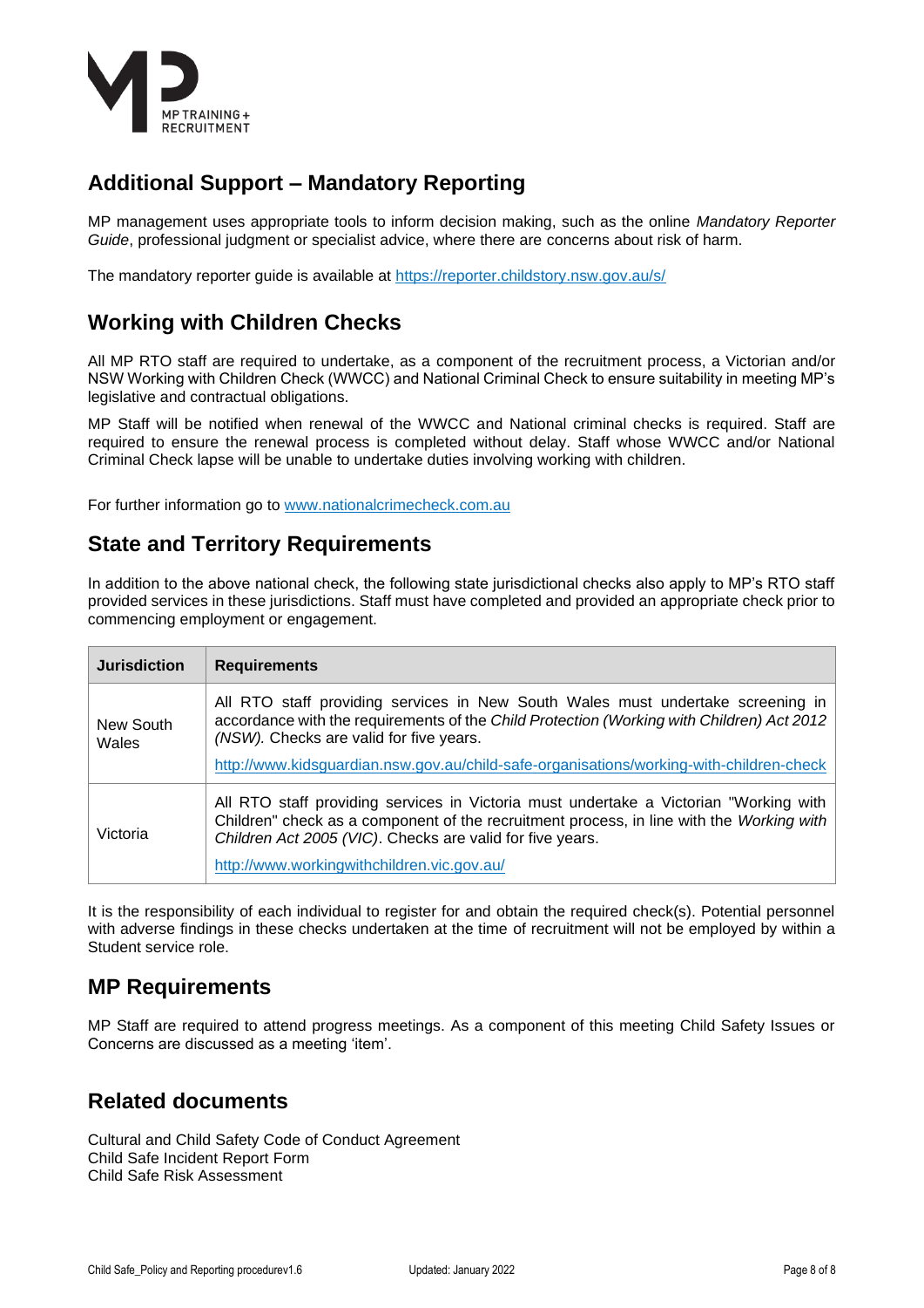## Additional Support – Mandatory Reporting

MP management uses appropriate tools to inform decision making, such as the online *Mandatory Reporter Guide*, professional judgment or specialist advice, where there are concerns about risk of harm.

The mandatory reporter guide is available at https://reporter.childstory.nsw.gov.au/s/

## Working with Children Checks

All MP RTO staff are required to undertake, as a component of the recruitment process, a Victorian and/or NSW Working with Children Check (WWCC) and National Criminal Check to ensure suitability in meeting MP's legislative and contractual obligations.

MP Staff will be notified when renewal of the WWCC and National criminal checks is required. Staff are required to ensure the renewal process is completed without delay. Staff whose WWCC and/or National Criminal Check lapse will be unable to undertake duties involving working with children.

For further information go to www.nationalcrimecheck.com.au

## State and Territory Requirements

In addition to the above national check, the following state jurisdictional checks also apply to MP's RTO staff provided services in these jurisdictions. Staff must have completed and provided an appropriate check prior to commencing employment or engagement.

| Jurisdiction | Requirements |
|---|---|
| New South Wales | All RTO staff providing services in New South Wales must undertake screening in accordance with the requirements of the *Child Protection (Working with Children) Act 2012 (NSW).* Checks are valid for five years.<br>http://www.kidsguardian.nsw.gov.au/child-safe-organisations/working-with-children-check |
| Victoria | All RTO staff providing services in Victoria must undertake a Victorian "Working with Children" check as a component of the recruitment process, in line with the *Working with Children Act 2005 (VIC)*. Checks are valid for five years.<br>http://www.workingwithchildren.vic.gov.au/ |

It is the responsibility of each individual to register for and obtain the required check(s). Potential personnel with adverse findings in these checks undertaken at the time of recruitment will not be employed by within a Student service role.

## MP Requirements

MP Staff are required to attend progress meetings. As a component of this meeting Child Safety Issues or Concerns are discussed as a meeting 'item'.

## Related documents

Cultural and Child Safety Code of Conduct Agreement
Child Safe Incident Report Form
Child Safe Risk Assessment